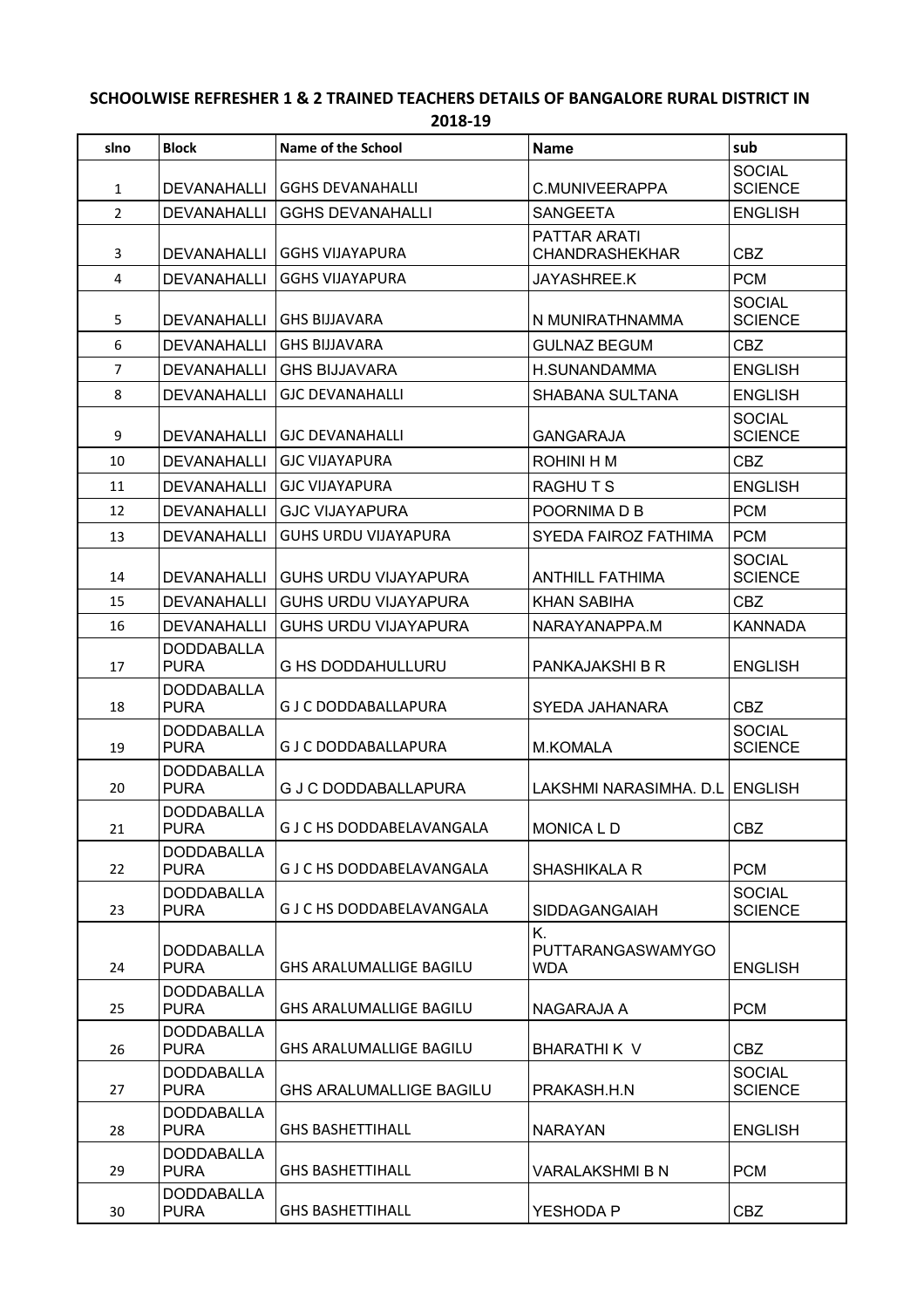**SCHOOLWISE REFRESHER 1 & 2 TRAINED TEACHERS DETAILS OF BANGALORE RURAL DISTRICT IN 2018-19**

| slno | Block | Name of the School | Name | sub |
|---|---|---|---|---|
| 1 | DEVANAHALLI | GGHS DEVANAHALLI | C.MUNIVEERAPPA | SOCIAL SCIENCE |
| 2 | DEVANAHALLI | GGHS DEVANAHALLI | SANGEETA | ENGLISH |
| 3 | DEVANAHALLI | GGHS VIJAYAPURA | PATTAR ARATI CHANDRASHEKHAR | CBZ |
| 4 | DEVANAHALLI | GGHS VIJAYAPURA | JAYASHREE.K | PCM |
| 5 | DEVANAHALLI | GHS BIJJAVARA | N MUNIRATHNAMMA | SOCIAL SCIENCE |
| 6 | DEVANAHALLI | GHS BIJJAVARA | GULNAZ BEGUM | CBZ |
| 7 | DEVANAHALLI | GHS BIJJAVARA | H.SUNANDAMMA | ENGLISH |
| 8 | DEVANAHALLI | GJC DEVANAHALLI | SHABANA SULTANA | ENGLISH |
| 9 | DEVANAHALLI | GJC DEVANAHALLI | GANGARAJA | SOCIAL SCIENCE |
| 10 | DEVANAHALLI | GJC VIJAYAPURA | ROHINI H M | CBZ |
| 11 | DEVANAHALLI | GJC VIJAYAPURA | RAGHU T S | ENGLISH |
| 12 | DEVANAHALLI | GJC VIJAYAPURA | POORNIMA D B | PCM |
| 13 | DEVANAHALLI | GUHS URDU VIJAYAPURA | SYEDA FAIROZ FATHIMA | PCM |
| 14 | DEVANAHALLI | GUHS URDU VIJAYAPURA | ANTHILL FATHIMA | SOCIAL SCIENCE |
| 15 | DEVANAHALLI | GUHS URDU VIJAYAPURA | KHAN SABIHA | CBZ |
| 16 | DEVANAHALLI | GUHS URDU VIJAYAPURA | NARAYANAPPA.M | KANNADA |
| 17 | DODDABALLA PURA | G HS DODDAHULLURU | PANKAJAKSHI B R | ENGLISH |
| 18 | DODDABALLA PURA | G J C DODDABALLAPURA | SYEDA JAHANARA | CBZ |
| 19 | DODDABALLA PURA | G J C DODDABALLAPURA | M.KOMALA | SOCIAL SCIENCE |
| 20 | DODDABALLA PURA | G J C DODDABALLAPURA | LAKSHMI NARASIMHA. D.L | ENGLISH |
| 21 | DODDABALLA PURA | G J C HS DODDABELAVANGALA | MONICA L D | CBZ |
| 22 | DODDABALLA PURA | G J C HS DODDABELAVANGALA | SHASHIKALA R | PCM |
| 23 | DODDABALLA PURA | G J C HS DODDABELAVANGALA | SIDDAGANGAIAH | SOCIAL SCIENCE |
| 24 | DODDABALLA PURA | GHS ARALUMALLIGE BAGILU | K. PUTTARANGASWAMYGO WDA | ENGLISH |
| 25 | DODDABALLA PURA | GHS ARALUMALLIGE BAGILU | NAGARAJA A | PCM |
| 26 | DODDABALLA PURA | GHS ARALUMALLIGE BAGILU | BHARATHI K V | CBZ |
| 27 | DODDABALLA PURA | GHS ARALUMALLIGE BAGILU | PRAKASH.H.N | SOCIAL SCIENCE |
| 28 | DODDABALLA PURA | GHS BASHETTIHALL | NARAYAN | ENGLISH |
| 29 | DODDABALLA PURA | GHS BASHETTIHALL | VARALAKSHMI B N | PCM |
| 30 | DODDABALLA PURA | GHS BASHETTIHALL | YESHODA P | CBZ |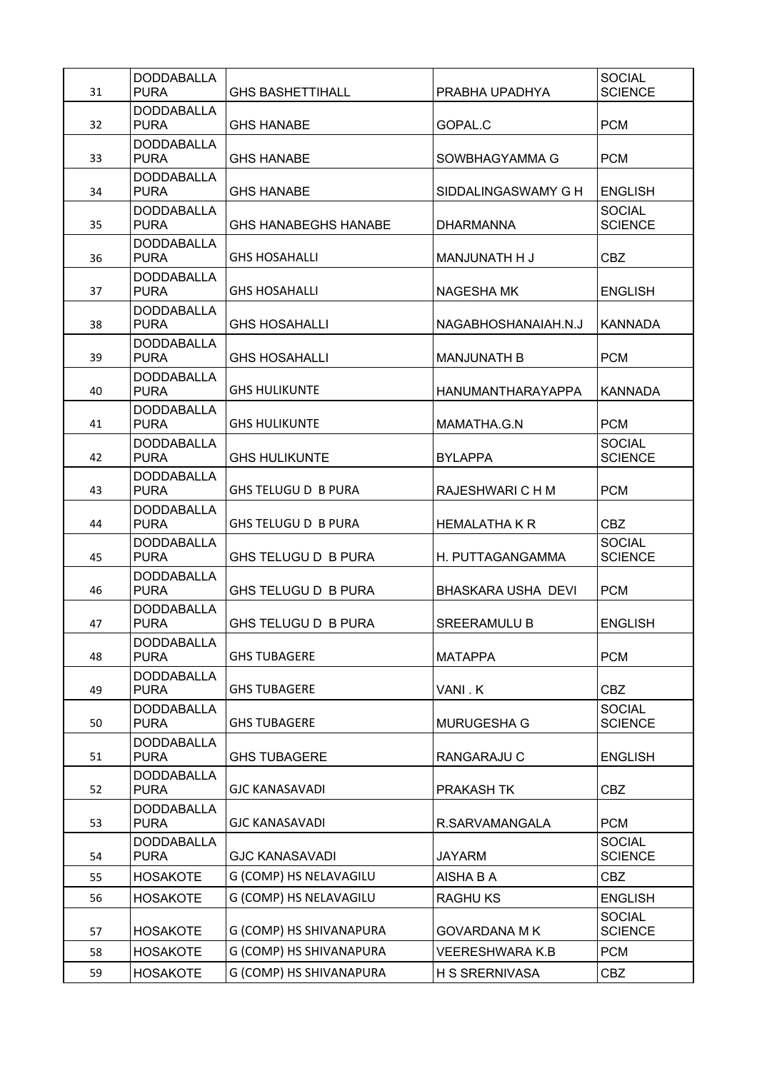| 31 | DODDABALLAPURA | GHS BASHETTIHALL | PRABHA UPADHYA | SOCIAL SCIENCE |
|---|---|---|---|---|
| 32 | DODDABALLAPURA | GHS HANABE | GOPAL.C | PCM |
| 33 | DODDABALLAPURA | GHS HANABE | SOWBHAGYAMMA G | PCM |
| 34 | DODDABALLAPURA | GHS HANABE | SIDDALINGASWAMY G H | ENGLISH |
| 35 | DODDABALLAPURA | GHS HANABEGHS HANABE | DHARMANNA | SOCIAL SCIENCE |
| 36 | DODDABALLAPURA | GHS HOSAHALLI | MANJUNATH H J | CBZ |
| 37 | DODDABALLAPURA | GHS HOSAHALLI | NAGESHA MK | ENGLISH |
| 38 | DODDABALLAPURA | GHS HOSAHALLI | NAGABHOSHANAIAH.N.J | KANNADA |
| 39 | DODDABALLAPURA | GHS HOSAHALLI | MANJUNATH B | PCM |
| 40 | DODDABALLAPURA | GHS HULIKUNTE | HANUMANTHARAYAPPA | KANNADA |
| 41 | DODDABALLAPURA | GHS HULIKUNTE | MAMATHA.G.N | PCM |
| 42 | DODDABALLAPURA | GHS HULIKUNTE | BYLAPPA | SOCIAL SCIENCE |
| 43 | DODDABALLAPURA | GHS TELUGU D B PURA | RAJESHWARI C H M | PCM |
| 44 | DODDABALLAPURA | GHS TELUGU D B PURA | HEMALATHA K R | CBZ |
| 45 | DODDABALLAPURA | GHS TELUGU D B PURA | H. PUTTAGANGAMMA | SOCIAL SCIENCE |
| 46 | DODDABALLAPURA | GHS TELUGU D B PURA | BHASKARA USHA DEVI | PCM |
| 47 | DODDABALLAPURA | GHS TELUGU D B PURA | SREERAMULU B | ENGLISH |
| 48 | DODDABALLAPURA | GHS TUBAGERE | MATAPPA | PCM |
| 49 | DODDABALLAPURA | GHS TUBAGERE | VANI . K | CBZ |
| 50 | DODDABALLAPURA | GHS TUBAGERE | MURUGESHA G | SOCIAL SCIENCE |
| 51 | DODDABALLAPURA | GHS TUBAGERE | RANGARAJU C | ENGLISH |
| 52 | DODDABALLAPURA | GJC KANASAVADI | PRAKASH TK | CBZ |
| 53 | DODDABALLAPURA | GJC KANASAVADI | R.SARVAMANGALA | PCM |
| 54 | DODDABALLAPURA | GJC KANASAVADI | JAYARM | SOCIAL SCIENCE |
| 55 | HOSAKOTE | G (COMP) HS NELAVAGILU | AISHA B A | CBZ |
| 56 | HOSAKOTE | G (COMP) HS NELAVAGILU | RAGHU KS | ENGLISH |
| 57 | HOSAKOTE | G (COMP) HS SHIVANAPURA | GOVARDANA M K | SOCIAL SCIENCE |
| 58 | HOSAKOTE | G (COMP) HS SHIVANAPURA | VEERESHWARA K.B | PCM |
| 59 | HOSAKOTE | G (COMP) HS SHIVANAPURA | H S SRERNIVASA | CBZ |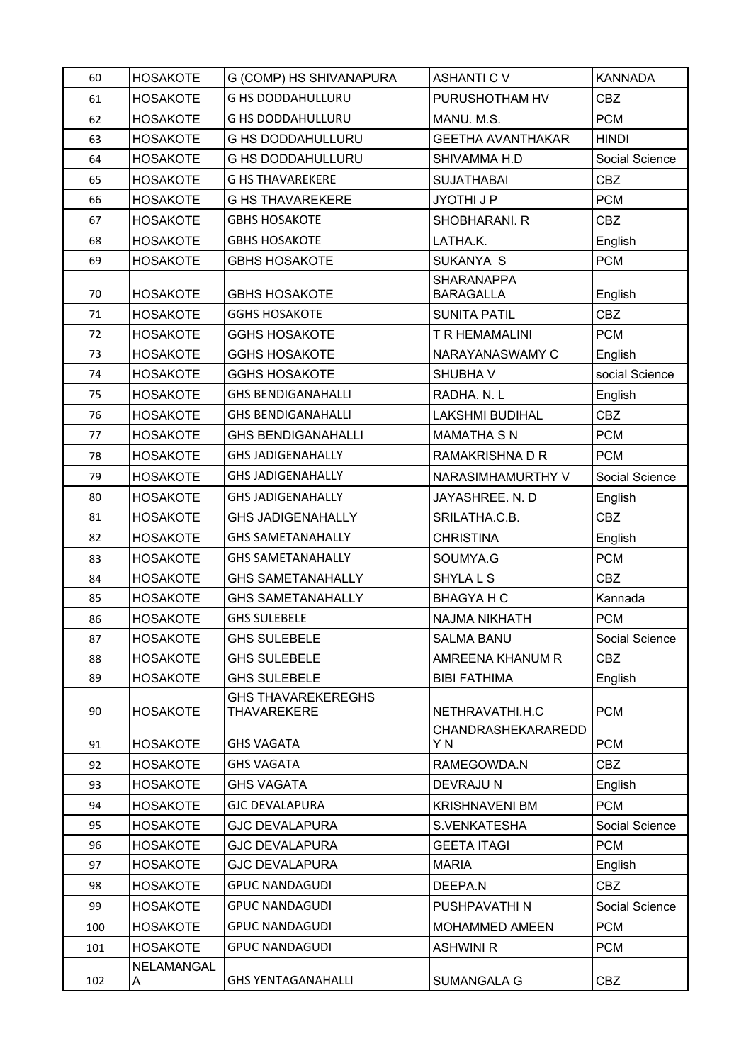| 60 | HOSAKOTE | G (COMP) HS SHIVANAPURA | ASHANTI C V | KANNADA |
|---|---|---|---|---|
| 61 | HOSAKOTE | G HS DODDAHULLURU | PURUSHOTHAM HV | CBZ |
| 62 | HOSAKOTE | G HS DODDAHULLURU | MANU. M.S. | PCM |
| 63 | HOSAKOTE | G HS DODDAHULLURU | GEETHA AVANTHAKAR | HINDI |
| 64 | HOSAKOTE | G HS DODDAHULLURU | SHIVAMMA H.D | Social Science |
| 65 | HOSAKOTE | G HS THAVAREKERE | SUJATHABAI | CBZ |
| 66 | HOSAKOTE | G HS THAVAREKERE | JYOTHI J P | PCM |
| 67 | HOSAKOTE | GBHS HOSAKOTE | SHOBHARANI. R | CBZ |
| 68 | HOSAKOTE | GBHS HOSAKOTE | LATHA.K. | English |
| 69 | HOSAKOTE | GBHS HOSAKOTE | SUKANYA S | PCM |
| 70 | HOSAKOTE | GBHS HOSAKOTE | SHARANAPPA BARAGALLA | English |
| 71 | HOSAKOTE | GGHS HOSAKOTE | SUNITA PATIL | CBZ |
| 72 | HOSAKOTE | GGHS HOSAKOTE | T R HEMAMALINI | PCM |
| 73 | HOSAKOTE | GGHS HOSAKOTE | NARAYANASWAMY C | English |
| 74 | HOSAKOTE | GGHS HOSAKOTE | SHUBHA V | social Science |
| 75 | HOSAKOTE | GHS BENDIGANAHALLI | RADHA. N. L | English |
| 76 | HOSAKOTE | GHS BENDIGANAHALLI | LAKSHMI BUDIHAL | CBZ |
| 77 | HOSAKOTE | GHS BENDIGANAHALLI | MAMATHA S N | PCM |
| 78 | HOSAKOTE | GHS JADIGENAHALLY | RAMAKRISHNA D R | PCM |
| 79 | HOSAKOTE | GHS JADIGENAHALLY | NARASIMHAMURTHY V | Social Science |
| 80 | HOSAKOTE | GHS JADIGENAHALLY | JAYASHREE. N. D | English |
| 81 | HOSAKOTE | GHS JADIGENAHALLY | SRILATHA.C.B. | CBZ |
| 82 | HOSAKOTE | GHS SAMETANAHALLY | CHRISTINA | English |
| 83 | HOSAKOTE | GHS SAMETANAHALLY | SOUMYA.G | PCM |
| 84 | HOSAKOTE | GHS SAMETANAHALLY | SHYLA L S | CBZ |
| 85 | HOSAKOTE | GHS SAMETANAHALLY | BHAGYA H C | Kannada |
| 86 | HOSAKOTE | GHS SULEBELE | NAJMA NIKHATH | PCM |
| 87 | HOSAKOTE | GHS SULEBELE | SALMA BANU | Social Science |
| 88 | HOSAKOTE | GHS SULEBELE | AMREENA KHANUM R | CBZ |
| 89 | HOSAKOTE | GHS SULEBELE | BIBI FATHIMA | English |
| 90 | HOSAKOTE | GHS THAVAREKEREGHS THAVAREKERE | NETHRAVATHI.H.C | PCM |
| 91 | HOSAKOTE | GHS VAGATA | CHANDRASHEKARAREDD Y N | PCM |
| 92 | HOSAKOTE | GHS VAGATA | RAMEGOWDA.N | CBZ |
| 93 | HOSAKOTE | GHS VAGATA | DEVRAJU N | English |
| 94 | HOSAKOTE | GJC DEVALAPURA | KRISHNAVENI BM | PCM |
| 95 | HOSAKOTE | GJC DEVALAPURA | S.VENKATESHA | Social Science |
| 96 | HOSAKOTE | GJC DEVALAPURA | GEETA ITAGI | PCM |
| 97 | HOSAKOTE | GJC DEVALAPURA | MARIA | English |
| 98 | HOSAKOTE | GPUC NANDAGUDI | DEEPA.N | CBZ |
| 99 | HOSAKOTE | GPUC NANDAGUDI | PUSHPAVATHI N | Social Science |
| 100 | HOSAKOTE | GPUC NANDAGUDI | MOHAMMED AMEEN | PCM |
| 101 | HOSAKOTE | GPUC NANDAGUDI | ASHWINI R | PCM |
| 102 | NELAMANGALA | GHS YENTAGANAHALLI | SUMANGALA G | CBZ |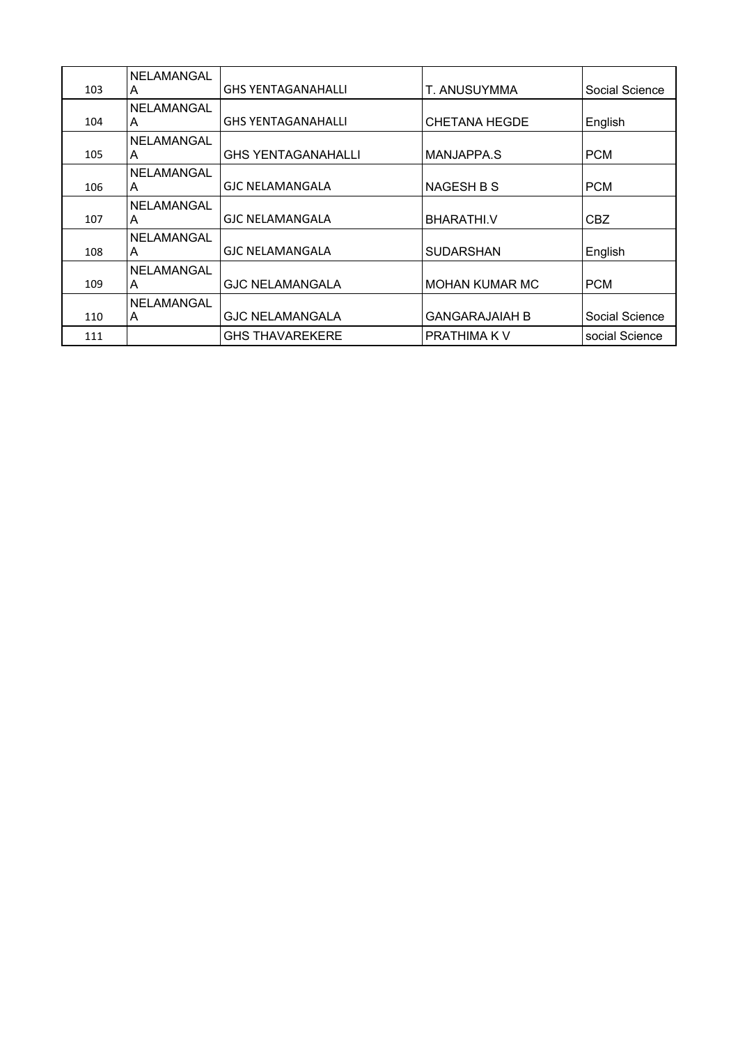| | | | | |
|---|---|---|---|---|
| 103 | NELAMANGALA | GHS YENTAGANAHALLI | T. ANUSUYMMA | Social Science |
| 104 | NELAMANGALA | GHS YENTAGANAHALLI | CHETANA HEGDE | English |
| 105 | NELAMANGALA | GHS YENTAGANAHALLI | MANJAPPA.S | PCM |
| 106 | NELAMANGALA | GJC NELAMANGALA | NAGESH B S | PCM |
| 107 | NELAMANGALA | GJC NELAMANGALA | BHARATHI.V | CBZ |
| 108 | NELAMANGALA | GJC NELAMANGALA | SUDARSHAN | English |
| 109 | NELAMANGALA | GJC NELAMANGALA | MOHAN KUMAR MC | PCM |
| 110 | NELAMANGALA | GJC NELAMANGALA | GANGARAJAIAH B | Social Science |
| 111 | | GHS THAVAREKERE | PRATHIMA K V | social Science |